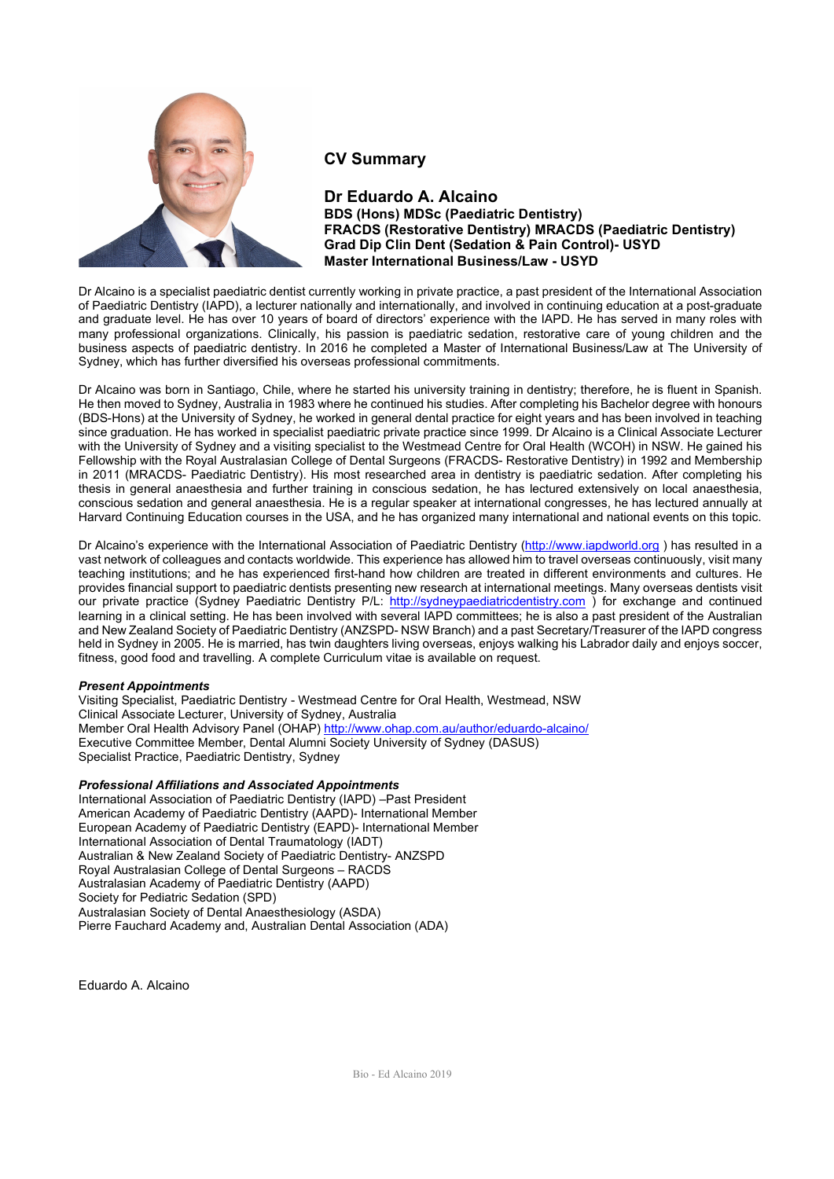## CV Summary

### Dr Eduardo A. Alcaino

**BDS (Hons) MDSc (Paediatric Dentistry)**
**FRACDS (Restorative Dentistry) MRACDS (Paediatric Dentistry)**
**Grad Dip Clin Dent (Sedation & Pain Control)- USYD**
**Master International Business/Law - USYD**

Dr Alcaino is a specialist paediatric dentist currently working in private practice, a past president of the International Association of Paediatric Dentistry (IAPD), a lecturer nationally and internationally, and involved in continuing education at a post-graduate and graduate level. He has over 10 years of board of directors' experience with the IAPD. He has served in many roles with many professional organizations. Clinically, his passion is paediatric sedation, restorative care of young children and the business aspects of paediatric dentistry. In 2016 he completed a Master of International Business/Law at The University of Sydney, which has further diversified his overseas professional commitments.

Dr Alcaino was born in Santiago, Chile, where he started his university training in dentistry; therefore, he is fluent in Spanish. He then moved to Sydney, Australia in 1983 where he continued his studies. After completing his Bachelor degree with honours (BDS-Hons) at the University of Sydney, he worked in general dental practice for eight years and has been involved in teaching since graduation. He has worked in specialist paediatric private practice since 1999. Dr Alcaino is a Clinical Associate Lecturer with the University of Sydney and a visiting specialist to the Westmead Centre for Oral Health (WCOH) in NSW. He gained his Fellowship with the Royal Australasian College of Dental Surgeons (FRACDS- Restorative Dentistry) in 1992 and Membership in 2011 (MRACDS- Paediatric Dentistry). His most researched area in dentistry is paediatric sedation. After completing his thesis in general anaesthesia and further training in conscious sedation, he has lectured extensively on local anaesthesia, conscious sedation and general anaesthesia. He is a regular speaker at international congresses, he has lectured annually at Harvard Continuing Education courses in the USA, and he has organized many international and national events on this topic.

Dr Alcaino's experience with the International Association of Paediatric Dentistry (http://www.iapdworld.org ) has resulted in a vast network of colleagues and contacts worldwide. This experience has allowed him to travel overseas continuously, visit many teaching institutions; and he has experienced first-hand how children are treated in different environments and cultures. He provides financial support to paediatric dentists presenting new research at international meetings. Many overseas dentists visit our private practice (Sydney Paediatric Dentistry P/L: http://sydneypaediatricdentistry.com ) for exchange and continued learning in a clinical setting. He has been involved with several IAPD committees; he is also a past president of the Australian and New Zealand Society of Paediatric Dentistry (ANZSPD- NSW Branch) and a past Secretary/Treasurer of the IAPD congress held in Sydney in 2005. He is married, has twin daughters living overseas, enjoys walking his Labrador daily and enjoys soccer, fitness, good food and travelling. A complete Curriculum vitae is available on request.

***Present Appointments***

Visiting Specialist, Paediatric Dentistry - Westmead Centre for Oral Health, Westmead, NSW
Clinical Associate Lecturer, University of Sydney, Australia
Member Oral Health Advisory Panel (OHAP) http://www.ohap.com.au/author/eduardo-alcaino/
Executive Committee Member, Dental Alumni Society University of Sydney (DASUS)
Specialist Practice, Paediatric Dentistry, Sydney

***Professional Affiliations and Associated Appointments***

International Association of Paediatric Dentistry (IAPD) –Past President
American Academy of Paediatric Dentistry (AAPD)- International Member
European Academy of Paediatric Dentistry (EAPD)- International Member
International Association of Dental Traumatology (IADT)
Australian & New Zealand Society of Paediatric Dentistry- ANZSPD
Royal Australasian College of Dental Surgeons – RACDS
Australasian Academy of Paediatric Dentistry (AAPD)
Society for Pediatric Sedation (SPD)
Australasian Society of Dental Anaesthesiology (ASDA)
Pierre Fauchard Academy and, Australian Dental Association (ADA)

Eduardo A. Alcaino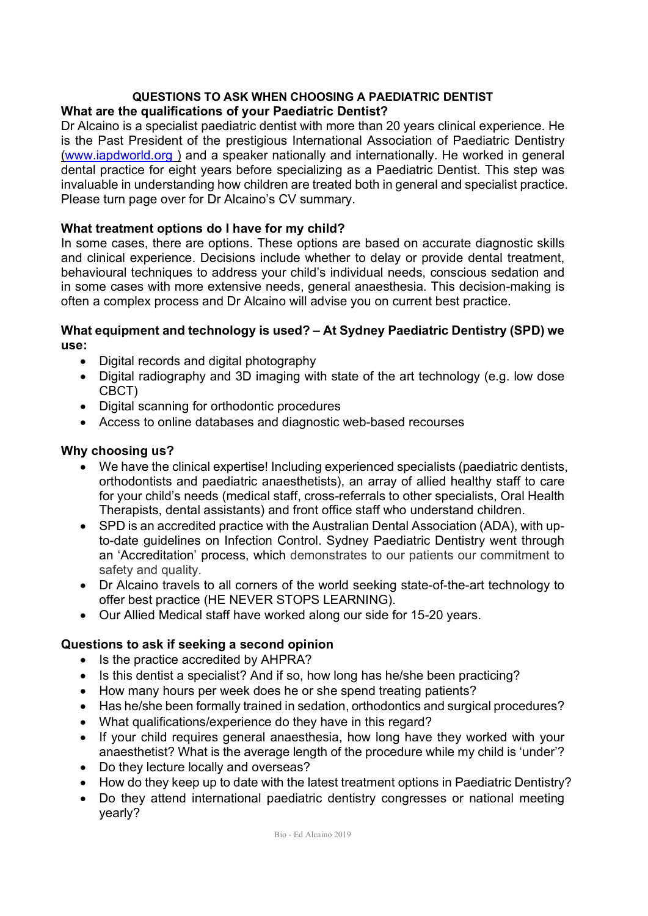## QUESTIONS TO ASK WHEN CHOOSING A PAEDIATRIC DENTIST

### What are the qualifications of your Paediatric Dentist?

Dr Alcaino is a specialist paediatric dentist with more than 20 years clinical experience. He is the Past President of the prestigious International Association of Paediatric Dentistry (www.iapdworld.org ) and a speaker nationally and internationally. He worked in general dental practice for eight years before specializing as a Paediatric Dentist. This step was invaluable in understanding how children are treated both in general and specialist practice. Please turn page over for Dr Alcaino's CV summary.

### What treatment options do I have for my child?

In some cases, there are options. These options are based on accurate diagnostic skills and clinical experience. Decisions include whether to delay or provide dental treatment, behavioural techniques to address your child's individual needs, conscious sedation and in some cases with more extensive needs, general anaesthesia. This decision-making is often a complex process and Dr Alcaino will advise you on current best practice.

### What equipment and technology is used? – At Sydney Paediatric Dentistry (SPD) we use:

- Digital records and digital photography
- Digital radiography and 3D imaging with state of the art technology (e.g. low dose CBCT)
- Digital scanning for orthodontic procedures
- Access to online databases and diagnostic web-based recourses

### Why choosing us?

- We have the clinical expertise! Including experienced specialists (paediatric dentists, orthodontists and paediatric anaesthetists), an array of allied healthy staff to care for your child's needs (medical staff, cross-referrals to other specialists, Oral Health Therapists, dental assistants) and front office staff who understand children.
- SPD is an accredited practice with the Australian Dental Association (ADA), with up-to-date guidelines on Infection Control. Sydney Paediatric Dentistry went through an 'Accreditation' process, which demonstrates to our patients our commitment to safety and quality.
- Dr Alcaino travels to all corners of the world seeking state-of-the-art technology to offer best practice (HE NEVER STOPS LEARNING).
- Our Allied Medical staff have worked along our side for 15-20 years.

### Questions to ask if seeking a second opinion

- Is the practice accredited by AHPRA?
- Is this dentist a specialist? And if so, how long has he/she been practicing?
- How many hours per week does he or she spend treating patients?
- Has he/she been formally trained in sedation, orthodontics and surgical procedures?
- What qualifications/experience do they have in this regard?
- If your child requires general anaesthesia, how long have they worked with your anaesthetist? What is the average length of the procedure while my child is 'under'?
- Do they lecture locally and overseas?
- How do they keep up to date with the latest treatment options in Paediatric Dentistry?
- Do they attend international paediatric dentistry congresses or national meeting yearly?